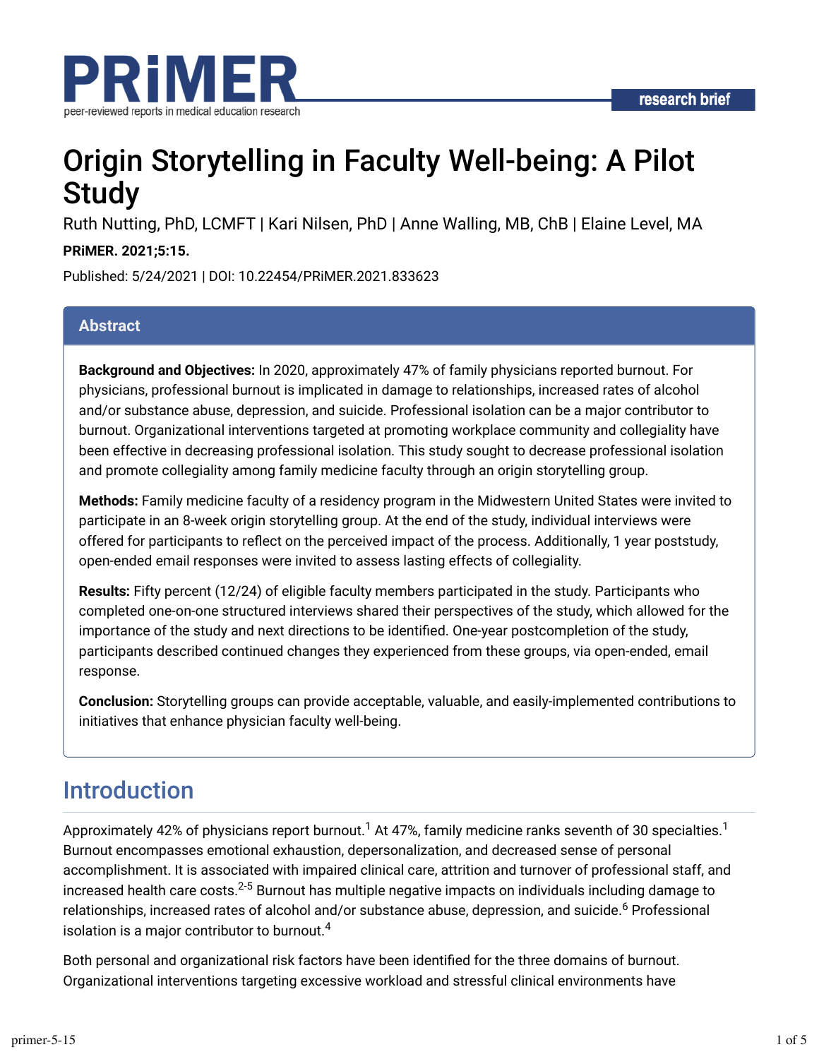# Origin Storytelling in Faculty Well-being: A Pilot Study

Ruth Nutting, PhD, LCMFT | Kari Nilsen, PhD | Anne Walling, MB, ChB | Elaine Level, MA

**PRiMER. 2021;5:15.**

Published: 5/24/2021 | DOI: 10.22454/PRiMER.2021.833623

## Abstract

**Background and Objectives:** In 2020, approximately 47% of family physicians reported burnout. For physicians, professional burnout is implicated in damage to relationships, increased rates of alcohol and/or substance abuse, depression, and suicide. Professional isolation can be a major contributor to burnout. Organizational interventions targeted at promoting workplace community and collegiality have been effective in decreasing professional isolation. This study sought to decrease professional isolation and promote collegiality among family medicine faculty through an origin storytelling group.

**Methods:** Family medicine faculty of a residency program in the Midwestern United States were invited to participate in an 8-week origin storytelling group. At the end of the study, individual interviews were offered for participants to reflect on the perceived impact of the process. Additionally, 1 year poststudy, open-ended email responses were invited to assess lasting effects of collegiality.

**Results:** Fifty percent (12/24) of eligible faculty members participated in the study. Participants who completed one-on-one structured interviews shared their perspectives of the study, which allowed for the importance of the study and next directions to be identified. One-year postcompletion of the study, participants described continued changes they experienced from these groups, via open-ended, email response.

**Conclusion:** Storytelling groups can provide acceptable, valuable, and easily-implemented contributions to initiatives that enhance physician faculty well-being.

## Introduction

Approximately 42% of physicians report burnout.[1] At 47%, family medicine ranks seventh of 30 specialties.[1] Burnout encompasses emotional exhaustion, depersonalization, and decreased sense of personal accomplishment. It is associated with impaired clinical care, attrition and turnover of professional staff, and increased health care costs.[2-5] Burnout has multiple negative impacts on individuals including damage to relationships, increased rates of alcohol and/or substance abuse, depression, and suicide.[6] Professional isolation is a major contributor to burnout.[4]

Both personal and organizational risk factors have been identified for the three domains of burnout. Organizational interventions targeting excessive workload and stressful clinical environments have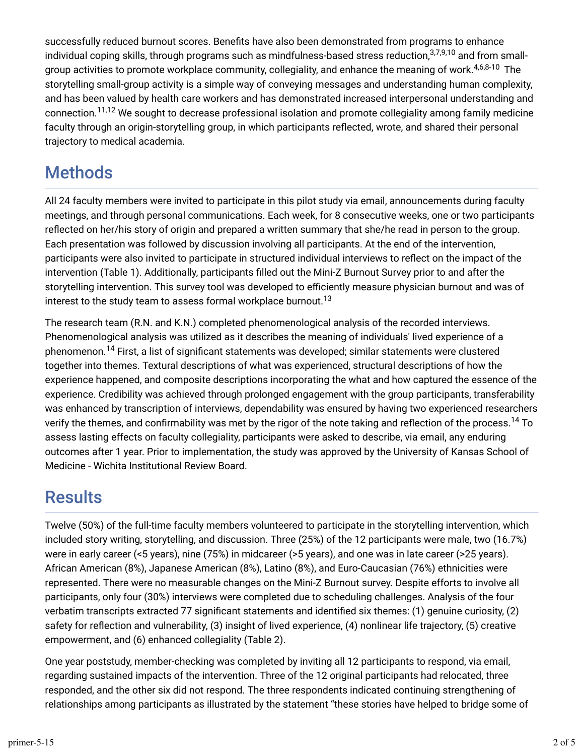successfully reduced burnout scores. Benefits have also been demonstrated from programs to enhance individual coping skills, through programs such as mindfulness-based stress reduction,[3,7,9,10] and from small-group activities to promote workplace community, collegiality, and enhance the meaning of work.[4,6,8-10] The storytelling small-group activity is a simple way of conveying messages and understanding human complexity, and has been valued by health care workers and has demonstrated increased interpersonal understanding and connection.[11,12] We sought to decrease professional isolation and promote collegiality among family medicine faculty through an origin-storytelling group, in which participants reflected, wrote, and shared their personal trajectory to medical academia.

## Methods

All 24 faculty members were invited to participate in this pilot study via email, announcements during faculty meetings, and through personal communications. Each week, for 8 consecutive weeks, one or two participants reflected on her/his story of origin and prepared a written summary that she/he read in person to the group. Each presentation was followed by discussion involving all participants. At the end of the intervention, participants were also invited to participate in structured individual interviews to reflect on the impact of the intervention (Table 1). Additionally, participants filled out the Mini-Z Burnout Survey prior to and after the storytelling intervention. This survey tool was developed to efficiently measure physician burnout and was of interest to the study team to assess formal workplace burnout.[13]

The research team (R.N. and K.N.) completed phenomenological analysis of the recorded interviews. Phenomenological analysis was utilized as it describes the meaning of individuals' lived experience of a phenomenon.[14] First, a list of significant statements was developed; similar statements were clustered together into themes. Textural descriptions of what was experienced, structural descriptions of how the experience happened, and composite descriptions incorporating the what and how captured the essence of the experience. Credibility was achieved through prolonged engagement with the group participants, transferability was enhanced by transcription of interviews, dependability was ensured by having two experienced researchers verify the themes, and confirmability was met by the rigor of the note taking and reflection of the process.[14] To assess lasting effects on faculty collegiality, participants were asked to describe, via email, any enduring outcomes after 1 year. Prior to implementation, the study was approved by the University of Kansas School of Medicine - Wichita Institutional Review Board.

## Results

Twelve (50%) of the full-time faculty members volunteered to participate in the storytelling intervention, which included story writing, storytelling, and discussion. Three (25%) of the 12 participants were male, two (16.7%) were in early career (<5 years), nine (75%) in midcareer (>5 years), and one was in late career (>25 years). African American (8%), Japanese American (8%), Latino (8%), and Euro-Caucasian (76%) ethnicities were represented. There were no measurable changes on the Mini-Z Burnout survey. Despite efforts to involve all participants, only four (30%) interviews were completed due to scheduling challenges. Analysis of the four verbatim transcripts extracted 77 significant statements and identified six themes: (1) genuine curiosity, (2) safety for reflection and vulnerability, (3) insight of lived experience, (4) nonlinear life trajectory, (5) creative empowerment, and (6) enhanced collegiality (Table 2).

One year poststudy, member-checking was completed by inviting all 12 participants to respond, via email, regarding sustained impacts of the intervention. Three of the 12 original participants had relocated, three responded, and the other six did not respond. The three respondents indicated continuing strengthening of relationships among participants as illustrated by the statement "these stories have helped to bridge some of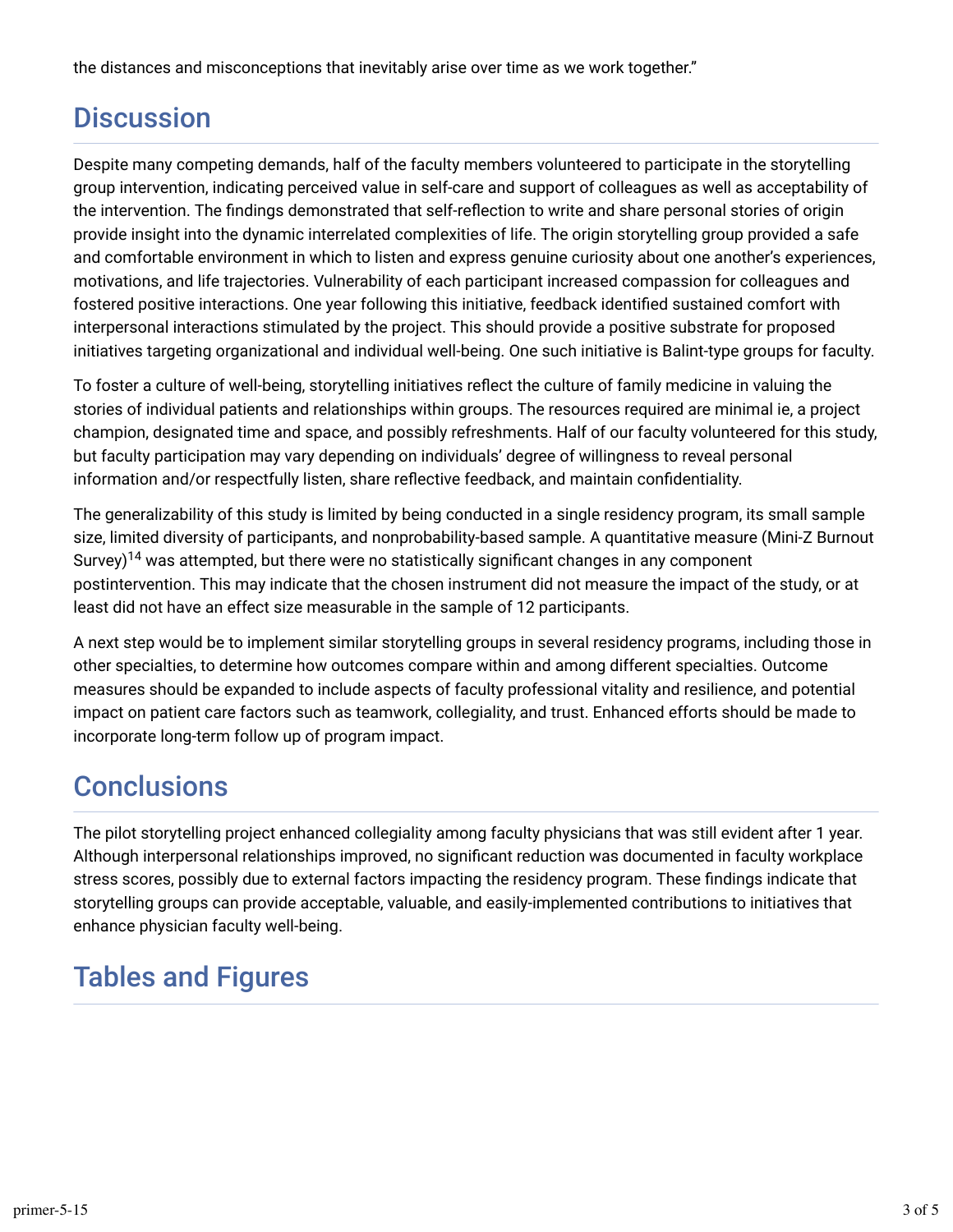the distances and misconceptions that inevitably arise over time as we work together."

## Discussion

Despite many competing demands, half of the faculty members volunteered to participate in the storytelling group intervention, indicating perceived value in self-care and support of colleagues as well as acceptability of the intervention. The findings demonstrated that self-reflection to write and share personal stories of origin provide insight into the dynamic interrelated complexities of life. The origin storytelling group provided a safe and comfortable environment in which to listen and express genuine curiosity about one another's experiences, motivations, and life trajectories. Vulnerability of each participant increased compassion for colleagues and fostered positive interactions. One year following this initiative, feedback identified sustained comfort with interpersonal interactions stimulated by the project. This should provide a positive substrate for proposed initiatives targeting organizational and individual well-being. One such initiative is Balint-type groups for faculty.

To foster a culture of well-being, storytelling initiatives reflect the culture of family medicine in valuing the stories of individual patients and relationships within groups. The resources required are minimal ie, a project champion, designated time and space, and possibly refreshments. Half of our faculty volunteered for this study, but faculty participation may vary depending on individuals' degree of willingness to reveal personal information and/or respectfully listen, share reflective feedback, and maintain confidentiality.

The generalizability of this study is limited by being conducted in a single residency program, its small sample size, limited diversity of participants, and nonprobability-based sample. A quantitative measure (Mini-Z Burnout Survey)[14] was attempted, but there were no statistically significant changes in any component postintervention. This may indicate that the chosen instrument did not measure the impact of the study, or at least did not have an effect size measurable in the sample of 12 participants.

A next step would be to implement similar storytelling groups in several residency programs, including those in other specialties, to determine how outcomes compare within and among different specialties. Outcome measures should be expanded to include aspects of faculty professional vitality and resilience, and potential impact on patient care factors such as teamwork, collegiality, and trust. Enhanced efforts should be made to incorporate long-term follow up of program impact.

## Conclusions

The pilot storytelling project enhanced collegiality among faculty physicians that was still evident after 1 year. Although interpersonal relationships improved, no significant reduction was documented in faculty workplace stress scores, possibly due to external factors impacting the residency program. These findings indicate that storytelling groups can provide acceptable, valuable, and easily-implemented contributions to initiatives that enhance physician faculty well-being.

## Tables and Figures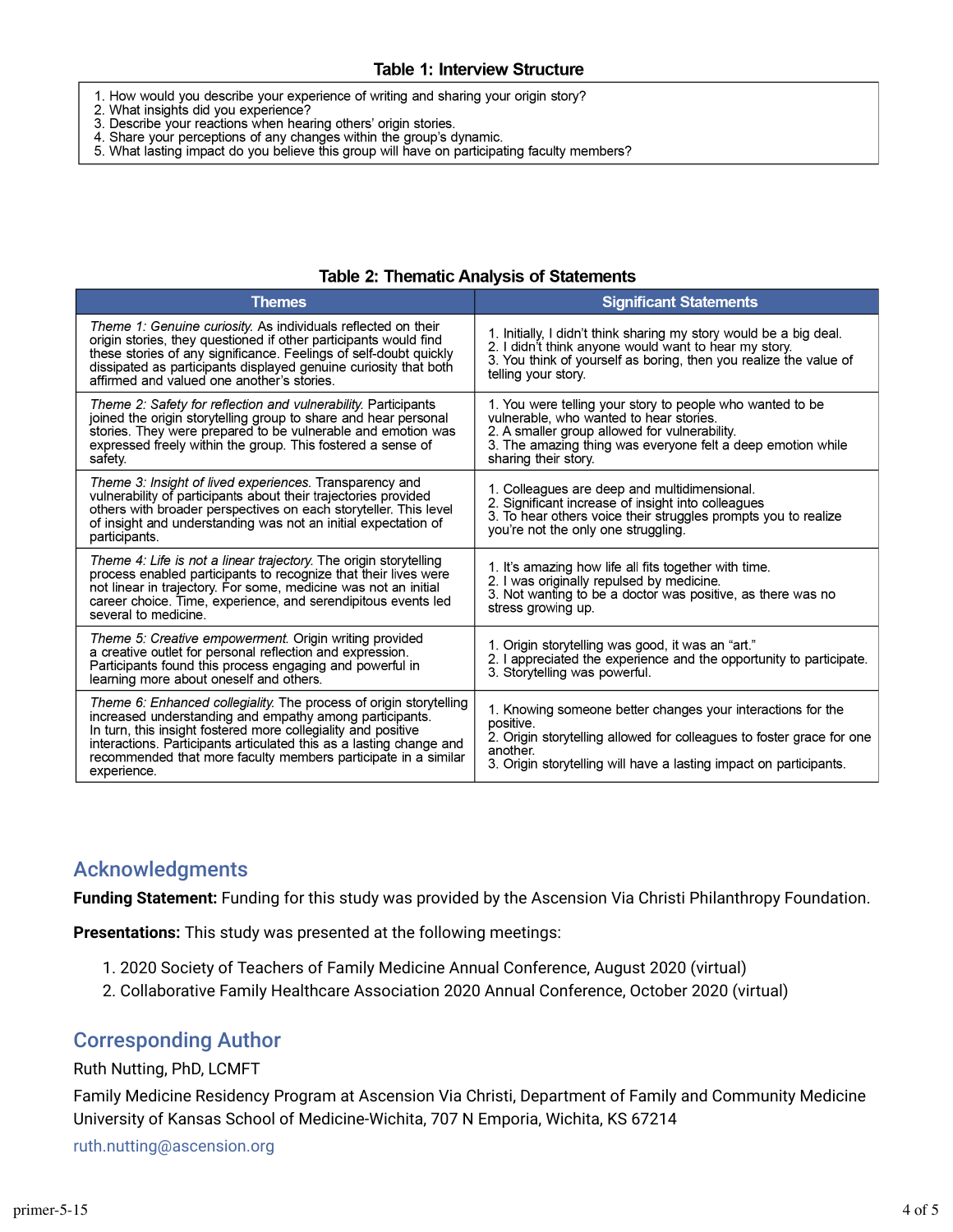**Table 1: Interview Structure**

1. How would you describe your experience of writing and sharing your origin story?
2. What insights did you experience?
3. Describe your reactions when hearing others' origin stories.
4. Share your perceptions of any changes within the group's dynamic.
5. What lasting impact do you believe this group will have on participating faculty members?

**Table 2: Thematic Analysis of Statements**

| Themes | Significant Statements |
| --- | --- |
| *Theme 1: Genuine curiosity.* As individuals reflected on their origin stories, they questioned if other participants would find these stories of any significance. Feelings of self-doubt quickly dissipated as participants displayed genuine curiosity that both affirmed and valued one another's stories. | 1. Initially, I didn't think sharing my story would be a big deal.<br>2. I didn't think anyone would want to hear my story.<br>3. You think of yourself as boring, then you realize the value of telling your story. |
| *Theme 2: Safety for reflection and vulnerability.* Participants joined the origin storytelling group to share and hear personal stories. They were prepared to be vulnerable and emotion was expressed freely within the group. This fostered a sense of safety. | 1. You were telling your story to people who wanted to be vulnerable, who wanted to hear stories.<br>2. A smaller group allowed for vulnerability.<br>3. The amazing thing was everyone felt a deep emotion while sharing their story. |
| *Theme 3: Insight of lived experiences.* Transparency and vulnerability of participants about their trajectories provided others with broader perspectives on each storyteller. This level of insight and understanding was not an initial expectation of participants. | 1. Colleagues are deep and multidimensional.<br>2. Significant increase of insight into colleagues<br>3. To hear others voice their struggles prompts you to realize you're not the only one struggling. |
| *Theme 4: Life is not a linear trajectory.* The origin storytelling process enabled participants to recognize that their lives were not linear in trajectory. For some, medicine was not an initial career choice. Time, experience, and serendipitous events led several to medicine. | 1. It's amazing how life all fits together with time.<br>2. I was originally repulsed by medicine.<br>3. Not wanting to be a doctor was positive, as there was no stress growing up. |
| *Theme 5: Creative empowerment.* Origin writing provided a creative outlet for personal reflection and expression. Participants found this process engaging and powerful in learning more about oneself and others. | 1. Origin storytelling was good, it was an "art."<br>2. I appreciated the experience and the opportunity to participate.<br>3. Storytelling was powerful. |
| *Theme 6: Enhanced collegiality.* The process of origin storytelling increased understanding and empathy among participants. In turn, this insight fostered more collegiality and positive interactions. Participants articulated this as a lasting change and recommended that more faculty members participate in a similar experience. | 1. Knowing someone better changes your interactions for the positive.<br>2. Origin storytelling allowed for colleagues to foster grace for one another.<br>3. Origin storytelling will have a lasting impact on participants. |

## Acknowledgments

**Funding Statement:** Funding for this study was provided by the Ascension Via Christi Philanthropy Foundation.

**Presentations:** This study was presented at the following meetings:

1. 2020 Society of Teachers of Family Medicine Annual Conference, August 2020 (virtual)
2. Collaborative Family Healthcare Association 2020 Annual Conference, October 2020 (virtual)

## Corresponding Author

Ruth Nutting, PhD, LCMFT

Family Medicine Residency Program at Ascension Via Christi, Department of Family and Community Medicine University of Kansas School of Medicine-Wichita, 707 N Emporia, Wichita, KS 67214

ruth.nutting@ascension.org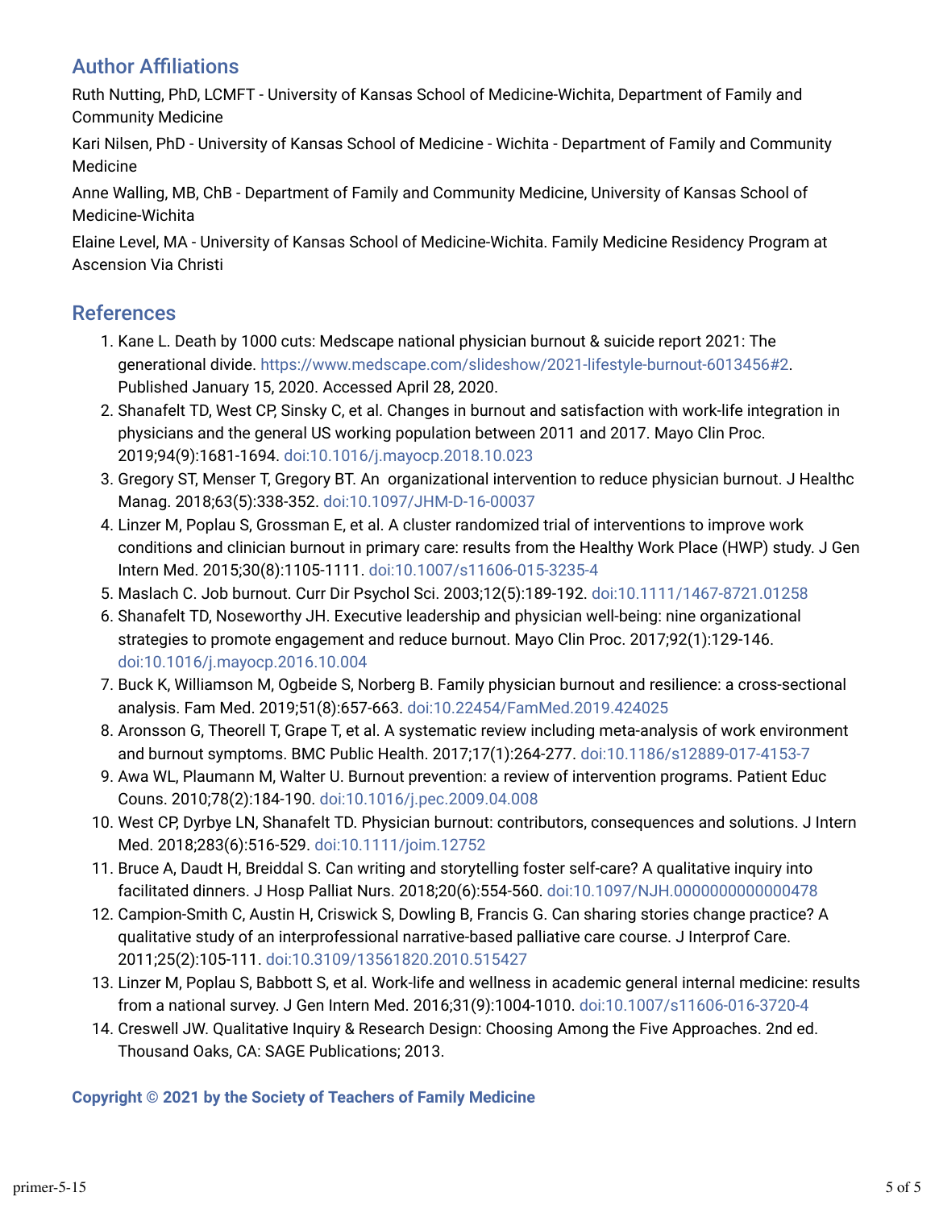## Author Affiliations

Ruth Nutting, PhD, LCMFT - University of Kansas School of Medicine-Wichita, Department of Family and Community Medicine

Kari Nilsen, PhD - University of Kansas School of Medicine - Wichita - Department of Family and Community Medicine

Anne Walling, MB, ChB - Department of Family and Community Medicine, University of Kansas School of Medicine-Wichita

Elaine Level, MA - University of Kansas School of Medicine-Wichita. Family Medicine Residency Program at Ascension Via Christi

## References

1. Kane L. Death by 1000 cuts: Medscape national physician burnout & suicide report 2021: The generational divide. https://www.medscape.com/slideshow/2021-lifestyle-burnout-6013456#2. Published January 15, 2020. Accessed April 28, 2020.
2. Shanafelt TD, West CP, Sinsky C, et al. Changes in burnout and satisfaction with work-life integration in physicians and the general US working population between 2011 and 2017. Mayo Clin Proc. 2019;94(9):1681-1694. doi:10.1016/j.mayocp.2018.10.023
3. Gregory ST, Menser T, Gregory BT. An organizational intervention to reduce physician burnout. J Healthc Manag. 2018;63(5):338-352. doi:10.1097/JHM-D-16-00037
4. Linzer M, Poplau S, Grossman E, et al. A cluster randomized trial of interventions to improve work conditions and clinician burnout in primary care: results from the Healthy Work Place (HWP) study. J Gen Intern Med. 2015;30(8):1105-1111. doi:10.1007/s11606-015-3235-4
5. Maslach C. Job burnout. Curr Dir Psychol Sci. 2003;12(5):189-192. doi:10.1111/1467-8721.01258
6. Shanafelt TD, Noseworthy JH. Executive leadership and physician well-being: nine organizational strategies to promote engagement and reduce burnout. Mayo Clin Proc. 2017;92(1):129-146. doi:10.1016/j.mayocp.2016.10.004
7. Buck K, Williamson M, Ogbeide S, Norberg B. Family physician burnout and resilience: a cross-sectional analysis. Fam Med. 2019;51(8):657-663. doi:10.22454/FamMed.2019.424025
8. Aronsson G, Theorell T, Grape T, et al. A systematic review including meta-analysis of work environment and burnout symptoms. BMC Public Health. 2017;17(1):264-277. doi:10.1186/s12889-017-4153-7
9. Awa WL, Plaumann M, Walter U. Burnout prevention: a review of intervention programs. Patient Educ Couns. 2010;78(2):184-190. doi:10.1016/j.pec.2009.04.008
10. West CP, Dyrbye LN, Shanafelt TD. Physician burnout: contributors, consequences and solutions. J Intern Med. 2018;283(6):516-529. doi:10.1111/joim.12752
11. Bruce A, Daudt H, Breiddal S. Can writing and storytelling foster self-care? A qualitative inquiry into facilitated dinners. J Hosp Palliat Nurs. 2018;20(6):554-560. doi:10.1097/NJH.0000000000000478
12. Campion-Smith C, Austin H, Criswick S, Dowling B, Francis G. Can sharing stories change practice? A qualitative study of an interprofessional narrative-based palliative care course. J Interprof Care. 2011;25(2):105-111. doi:10.3109/13561820.2010.515427
13. Linzer M, Poplau S, Babbott S, et al. Work-life and wellness in academic general internal medicine: results from a national survey. J Gen Intern Med. 2016;31(9):1004-1010. doi:10.1007/s11606-016-3720-4
14. Creswell JW. Qualitative Inquiry & Research Design: Choosing Among the Five Approaches. 2nd ed. Thousand Oaks, CA: SAGE Publications; 2013.

**Copyright © 2021 by the Society of Teachers of Family Medicine**